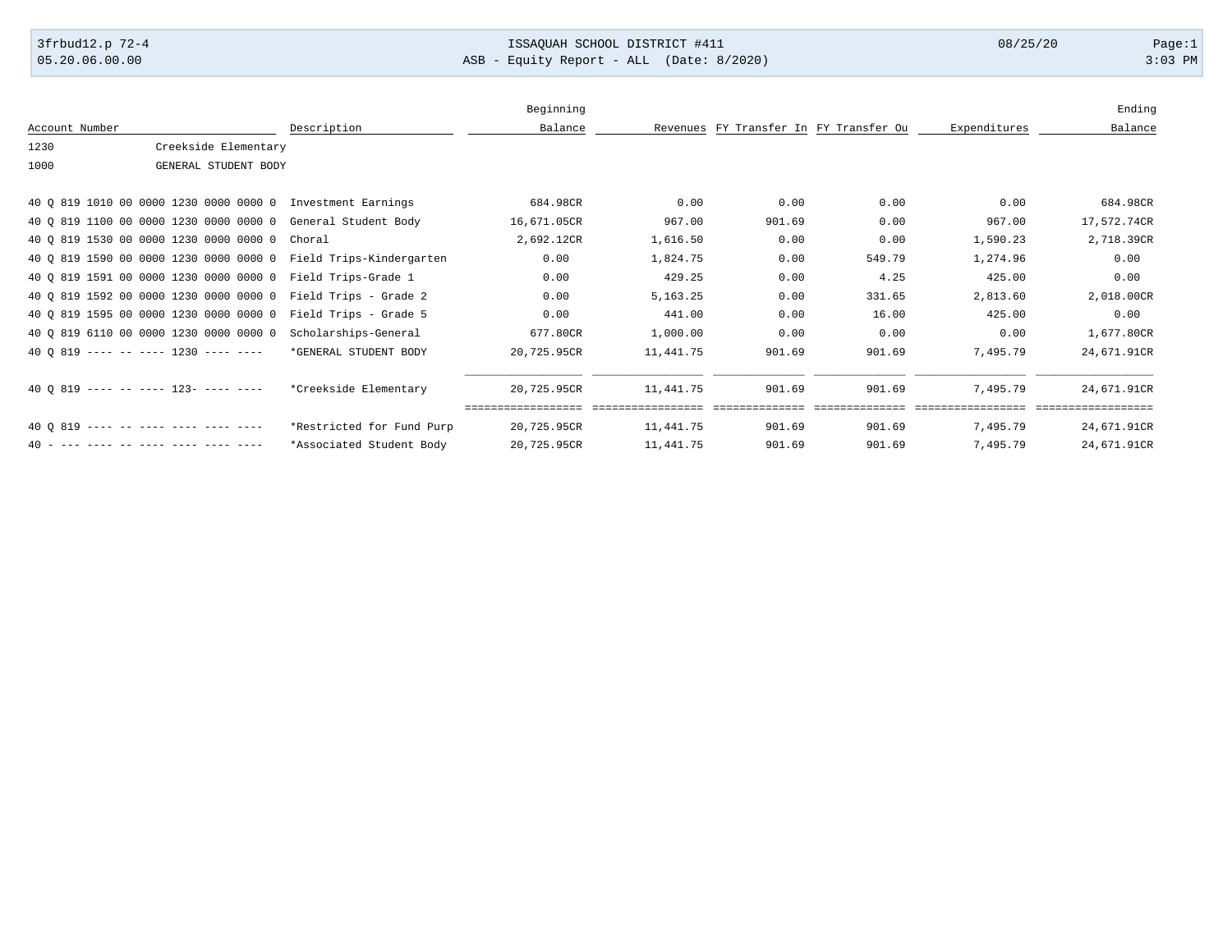ISSAQUAH SCHOOL DISTRICT #411

ASB - Equity Report - ALL (Date: 8/2020)

3frbud12.p 72-4 | 05.20.06.00.00 | 08/25/20 | 3:03 PM

| Account Number | Description | Beginning Balance | Revenues | FY Transfer In | FY Transfer Ou | Expenditures | Ending Balance |
|---|---|---|---|---|---|---|---|
| 1230 | Creekside Elementary | | | | | | |
| 1000 | GENERAL STUDENT BODY | | | | | | |
| 40 Q 819 1010 00 0000 1230 0000 0000 0 | Investment Earnings | 684.98CR | 0.00 | 0.00 | 0.00 | 0.00 | 684.98CR |
| 40 Q 819 1100 00 0000 1230 0000 0000 0 | General Student Body | 16,671.05CR | 967.00 | 901.69 | 0.00 | 967.00 | 17,572.74CR |
| 40 Q 819 1530 00 0000 1230 0000 0000 0 | Choral | 2,692.12CR | 1,616.50 | 0.00 | 0.00 | 1,590.23 | 2,718.39CR |
| 40 Q 819 1590 00 0000 1230 0000 0000 0 | Field Trips-Kindergarten | 0.00 | 1,824.75 | 0.00 | 549.79 | 1,274.96 | 0.00 |
| 40 Q 819 1591 00 0000 1230 0000 0000 0 | Field Trips-Grade 1 | 0.00 | 429.25 | 0.00 | 4.25 | 425.00 | 0.00 |
| 40 Q 819 1592 00 0000 1230 0000 0000 0 | Field Trips - Grade 2 | 0.00 | 5,163.25 | 0.00 | 331.65 | 2,813.60 | 2,018.00CR |
| 40 Q 819 1595 00 0000 1230 0000 0000 0 | Field Trips - Grade 5 | 0.00 | 441.00 | 0.00 | 16.00 | 425.00 | 0.00 |
| 40 Q 819 6110 00 0000 1230 0000 0000 0 | Scholarships-General | 677.80CR | 1,000.00 | 0.00 | 0.00 | 0.00 | 1,677.80CR |
| 40 Q 819 ---- -- ---- 1230 ---- ---- | *GENERAL STUDENT BODY | 20,725.95CR | 11,441.75 | 901.69 | 901.69 | 7,495.79 | 24,671.91CR |
| 40 Q 819 ---- -- ---- 123- ---- ---- | *Creekside Elementary | 20,725.95CR | 11,441.75 | 901.69 | 901.69 | 7,495.79 | 24,671.91CR |
| 40 Q 819 ---- -- ---- ---- ---- ---- | *Restricted for Fund Purp | 20,725.95CR | 11,441.75 | 901.69 | 901.69 | 7,495.79 | 24,671.91CR |
| 40 - --- ---- -- ---- ---- ---- ---- | *Associated Student Body | 20,725.95CR | 11,441.75 | 901.69 | 901.69 | 7,495.79 | 24,671.91CR |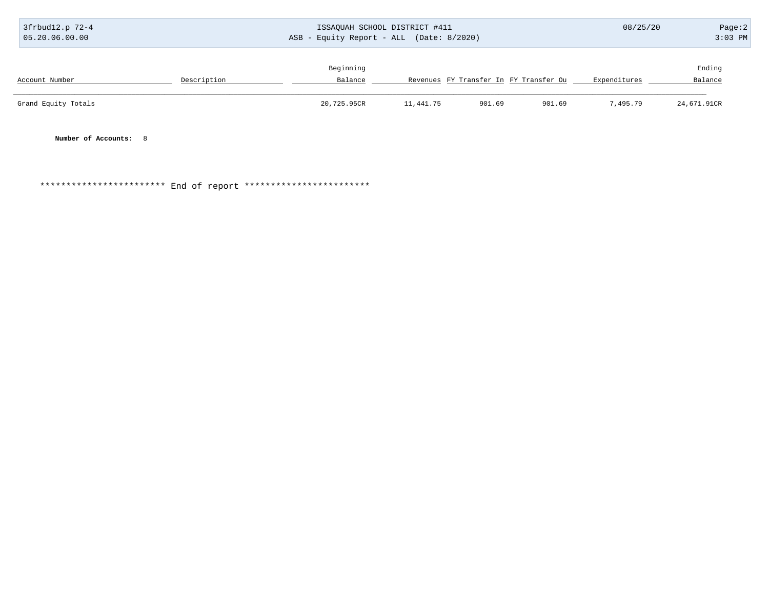| Account Number | Description | Beginning Balance | Revenues | FY Transfer In | FY Transfer Ou | Expenditures | Ending Balance |
|---|---|---|---|---|---|---|---|
| Grand Equity Totals | | 20,725.95CR | 11,441.75 | 901.69 | 901.69 | 7,495.79 | 24,671.91CR |

**Number of Accounts:** 8

************************ End of report ************************